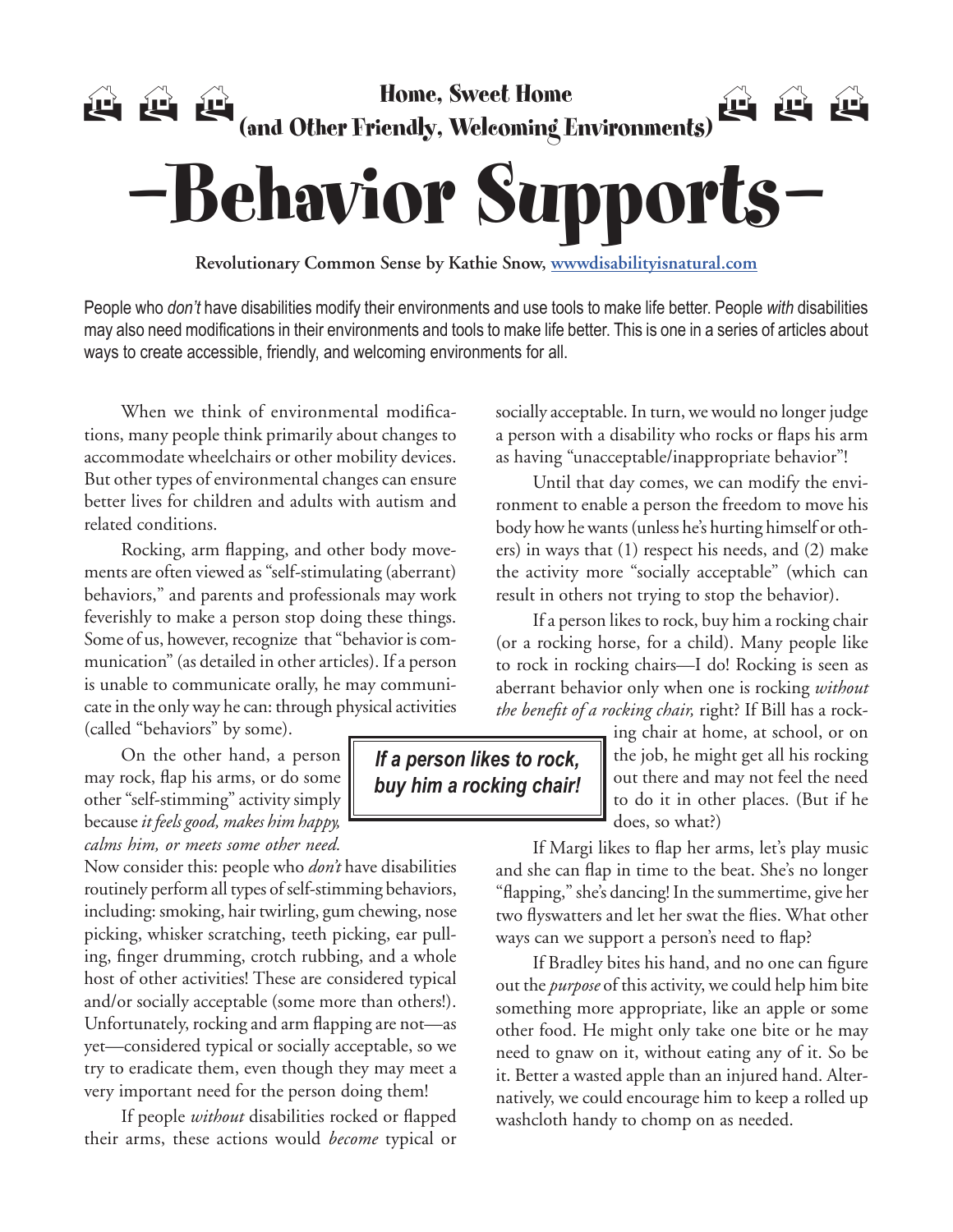Home, Sweet Home
(and Other Friendly, Welcoming Environments)

# –Behavior Supports–

**Revolutionary Common Sense by Kathie Snow, [wwwdisabilityisnatural.com](wwwdisabilityisnatural.com)**

People who *don't* have disabilities modify their environments and use tools to make life better. People *with* disabilities may also need modifications in their environments and tools to make life better. This is one in a series of articles about ways to create accessible, friendly, and welcoming environments for all.

When we think of environmental modifications, many people think primarily about changes to accommodate wheelchairs or other mobility devices. But other types of environmental changes can ensure better lives for children and adults with autism and related conditions.

Rocking, arm flapping, and other body movements are often viewed as "self-stimulating (aberrant) behaviors," and parents and professionals may work feverishly to make a person stop doing these things. Some of us, however, recognize that "behavior is communication" (as detailed in other articles). If a person is unable to communicate orally, he may communicate in the only way he can: through physical activities (called "behaviors" by some).

On the other hand, a person may rock, flap his arms, or do some other "self-stimming" activity simply because *it feels good, makes him happy, calms him, or meets some other need.* Now consider this: people who *don't* have disabilities routinely perform all types of self-stimming behaviors, including: smoking, hair twirling, gum chewing, nose picking, whisker scratching, teeth picking, ear pulling, finger drumming, crotch rubbing, and a whole host of other activities! These are considered typical and/or socially acceptable (some more than others!). Unfortunately, rocking and arm flapping are not—as yet—considered typical or socially acceptable, so we try to eradicate them, even though they may meet a very important need for the person doing them!

If people *without* disabilities rocked or flapped their arms, these actions would *become* typical or socially acceptable. In turn, we would no longer judge a person with a disability who rocks or flaps his arm as having "unacceptable/inappropriate behavior"!

Until that day comes, we can modify the environment to enable a person the freedom to move his body how he wants (unless he's hurting himself or others) in ways that (1) respect his needs, and (2) make the activity more "socially acceptable" (which can result in others not trying to stop the behavior).

***If a person likes to rock, buy him a rocking chair!***

If a person likes to rock, buy him a rocking chair (or a rocking horse, for a child). Many people like to rock in rocking chairs—I do! Rocking is seen as aberrant behavior only when one is rocking *without the benefit of a rocking chair,* right? If Bill has a rocking chair at home, at school, or on the job, he might get all his rocking out there and may not feel the need to do it in other places. (But if he does, so what?)

If Margi likes to flap her arms, let's play music and she can flap in time to the beat. She's no longer "flapping," she's dancing! In the summertime, give her two flyswatters and let her swat the flies. What other ways can we support a person's need to flap?

If Bradley bites his hand, and no one can figure out the *purpose* of this activity, we could help him bite something more appropriate, like an apple or some other food. He might only take one bite or he may need to gnaw on it, without eating any of it. So be it. Better a wasted apple than an injured hand. Alternatively, we could encourage him to keep a rolled up washcloth handy to chomp on as needed.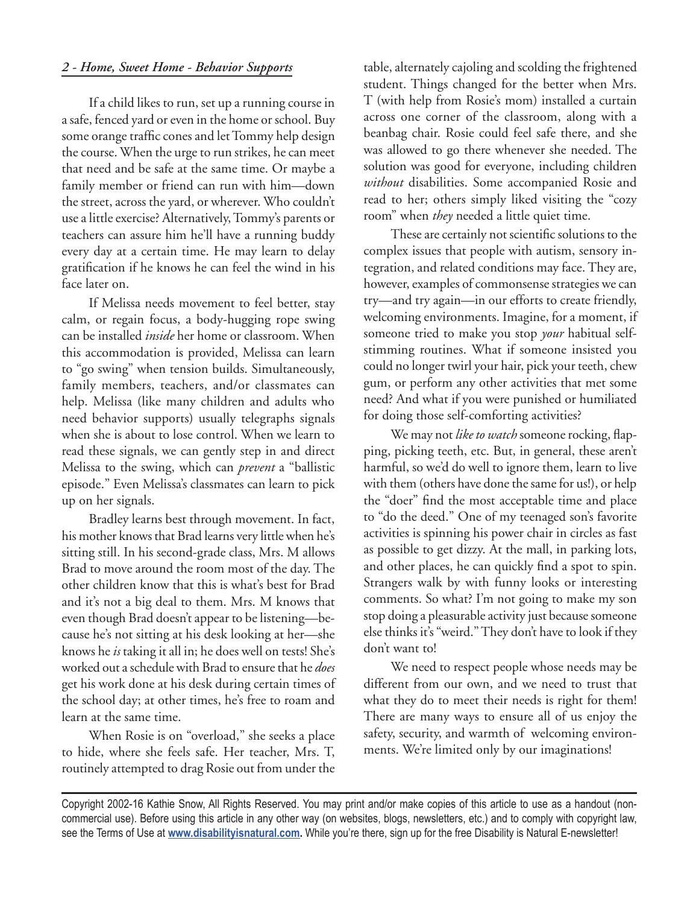*2 - Home, Sweet Home - Behavior Supports*

If a child likes to run, set up a running course in a safe, fenced yard or even in the home or school. Buy some orange traffic cones and let Tommy help design the course. When the urge to run strikes, he can meet that need and be safe at the same time. Or maybe a family member or friend can run with him—down the street, across the yard, or wherever. Who couldn't use a little exercise? Alternatively, Tommy's parents or teachers can assure him he'll have a running buddy every day at a certain time. He may learn to delay gratification if he knows he can feel the wind in his face later on.

If Melissa needs movement to feel better, stay calm, or regain focus, a body-hugging rope swing can be installed *inside* her home or classroom. When this accommodation is provided, Melissa can learn to "go swing" when tension builds. Simultaneously, family members, teachers, and/or classmates can help. Melissa (like many children and adults who need behavior supports) usually telegraphs signals when she is about to lose control. When we learn to read these signals, we can gently step in and direct Melissa to the swing, which can *prevent* a "ballistic episode." Even Melissa's classmates can learn to pick up on her signals.

Bradley learns best through movement. In fact, his mother knows that Brad learns very little when he's sitting still. In his second-grade class, Mrs. M allows Brad to move around the room most of the day. The other children know that this is what's best for Brad and it's not a big deal to them. Mrs. M knows that even though Brad doesn't appear to be listening—because he's not sitting at his desk looking at her—she knows he *is* taking it all in; he does well on tests! She's worked out a schedule with Brad to ensure that he *does* get his work done at his desk during certain times of the school day; at other times, he's free to roam and learn at the same time.

When Rosie is on "overload," she seeks a place to hide, where she feels safe. Her teacher, Mrs. T, routinely attempted to drag Rosie out from under the table, alternately cajoling and scolding the frightened student. Things changed for the better when Mrs. T (with help from Rosie's mom) installed a curtain across one corner of the classroom, along with a beanbag chair. Rosie could feel safe there, and she was allowed to go there whenever she needed. The solution was good for everyone, including children *without* disabilities. Some accompanied Rosie and read to her; others simply liked visiting the "cozy room" when *they* needed a little quiet time.

These are certainly not scientific solutions to the complex issues that people with autism, sensory integration, and related conditions may face. They are, however, examples of commonsense strategies we can try—and try again—in our efforts to create friendly, welcoming environments. Imagine, for a moment, if someone tried to make you stop *your* habitual self-stimming routines. What if someone insisted you could no longer twirl your hair, pick your teeth, chew gum, or perform any other activities that met some need? And what if you were punished or humiliated for doing those self-comforting activities?

We may not *like to watch* someone rocking, flapping, picking teeth, etc. But, in general, these aren't harmful, so we'd do well to ignore them, learn to live with them (others have done the same for us!), or help the "doer" find the most acceptable time and place to "do the deed." One of my teenaged son's favorite activities is spinning his power chair in circles as fast as possible to get dizzy. At the mall, in parking lots, and other places, he can quickly find a spot to spin. Strangers walk by with funny looks or interesting comments. So what? I'm not going to make my son stop doing a pleasurable activity just because someone else thinks it's "weird." They don't have to look if they don't want to!

We need to respect people whose needs may be different from our own, and we need to trust that what they do to meet their needs is right for them! There are many ways to ensure all of us enjoy the safety, security, and warmth of welcoming environments. We're limited only by our imaginations!

---

Copyright 2002-16 Kathie Snow, All Rights Reserved. You may print and/or make copies of this article to use as a handout (non-commercial use). Before using this article in any other way (on websites, blogs, newsletters, etc.) and to comply with copyright law, see the Terms of Use at **www.disabilityisnatural.com.** While you're there, sign up for the free Disability is Natural E-newsletter!